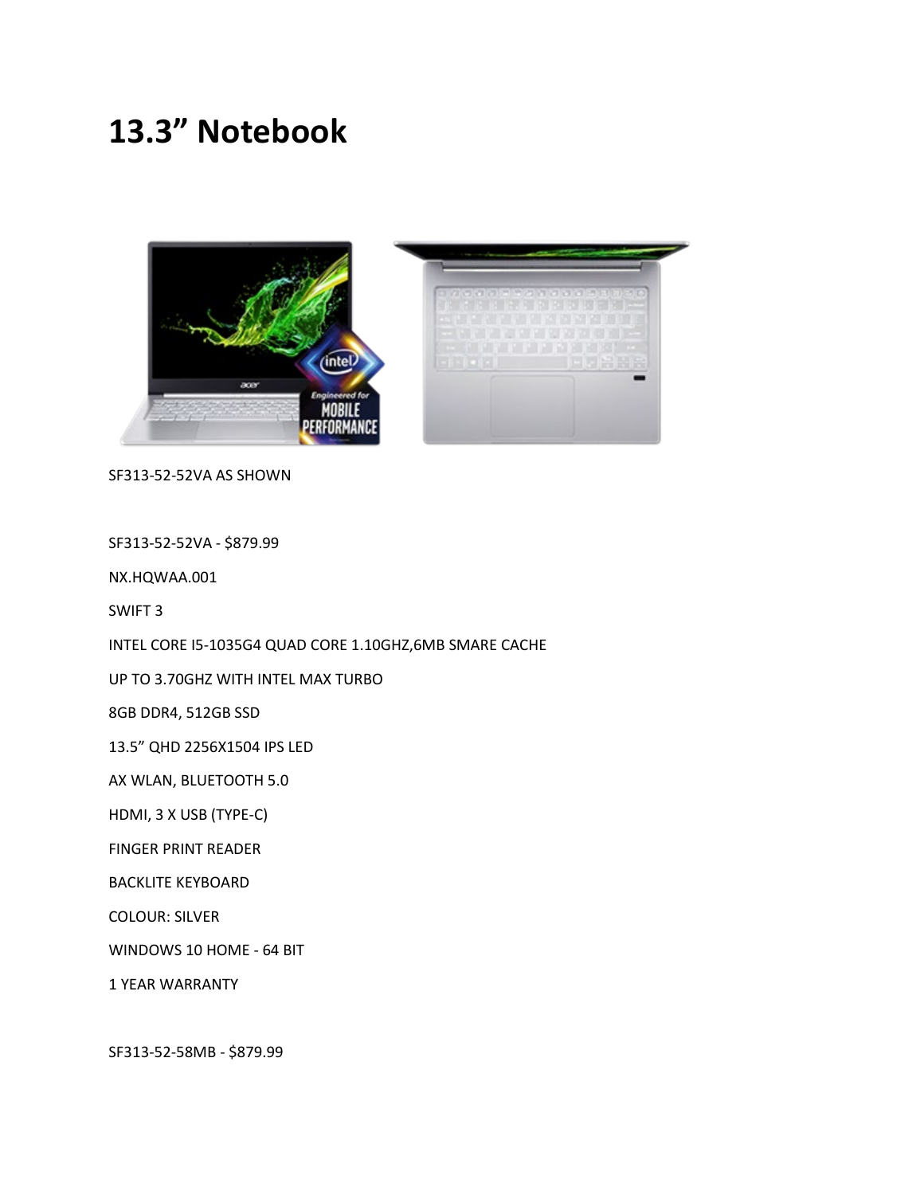# 13.3” Notebook

SF313-52-52VA AS SHOWN

SF313-52-52VA - $879.99

NX.HQWAA.001

SWIFT 3

INTEL CORE I5-1035G4 QUAD CORE 1.10GHZ,6MB SMARE CACHE

UP TO 3.70GHZ WITH INTEL MAX TURBO

8GB DDR4, 512GB SSD

13.5” QHD 2256X1504 IPS LED

AX WLAN, BLUETOOTH 5.0

HDMI, 3 X USB (TYPE-C)

FINGER PRINT READER

BACKLITE KEYBOARD

COLOUR: SILVER

WINDOWS 10 HOME - 64 BIT

1 YEAR WARRANTY

SF313-52-58MB - $879.99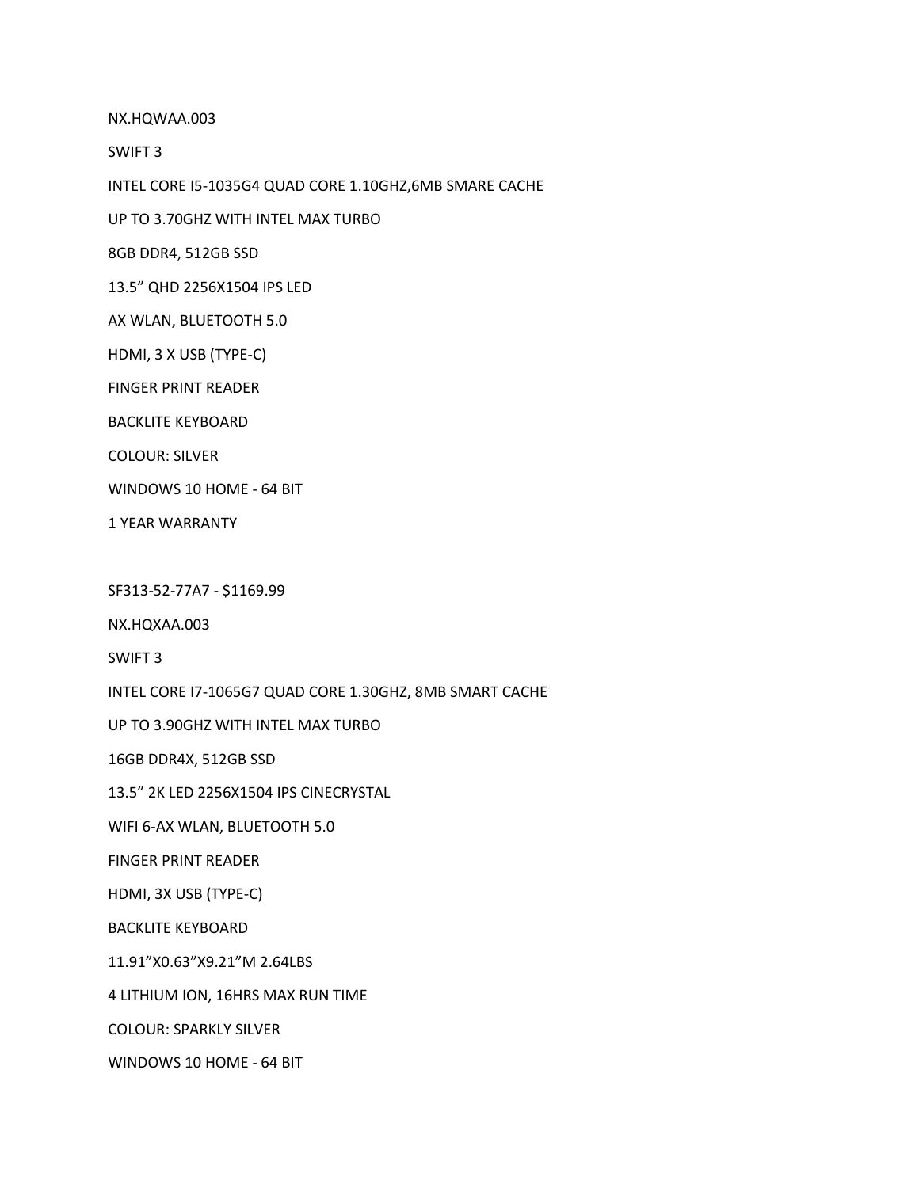NX.HQWAA.003

SWIFT 3

INTEL CORE I5-1035G4 QUAD CORE 1.10GHZ,6MB SMARE CACHE

UP TO 3.70GHZ WITH INTEL MAX TURBO

8GB DDR4, 512GB SSD

13.5” QHD 2256X1504 IPS LED

AX WLAN, BLUETOOTH 5.0

HDMI, 3 X USB (TYPE-C)

FINGER PRINT READER

BACKLITE KEYBOARD

COLOUR: SILVER

WINDOWS 10 HOME - 64 BIT

1 YEAR WARRANTY

SF313-52-77A7 - $1169.99

NX.HQXAA.003

SWIFT 3

INTEL CORE I7-1065G7 QUAD CORE 1.30GHZ, 8MB SMART CACHE

UP TO 3.90GHZ WITH INTEL MAX TURBO

16GB DDR4X, 512GB SSD

13.5” 2K LED 2256X1504 IPS CINECRYSTAL

WIFI 6-AX WLAN, BLUETOOTH 5.0

FINGER PRINT READER

HDMI, 3X USB (TYPE-C)

BACKLITE KEYBOARD

11.91”X0.63”X9.21”M 2.64LBS

4 LITHIUM ION, 16HRS MAX RUN TIME

COLOUR: SPARKLY SILVER

WINDOWS 10 HOME - 64 BIT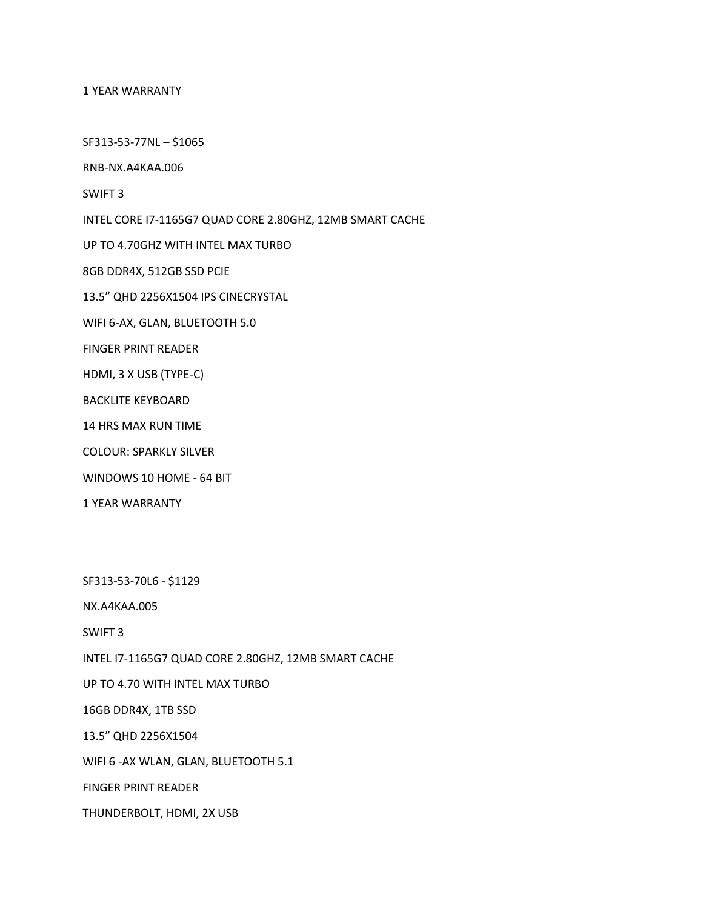1 YEAR WARRANTY

SF313-53-77NL – $1065

RNB-NX.A4KAA.006

SWIFT 3

INTEL CORE I7-1165G7 QUAD CORE 2.80GHZ, 12MB SMART CACHE

UP TO 4.70GHZ WITH INTEL MAX TURBO

8GB DDR4X, 512GB SSD PCIE

13.5” QHD 2256X1504 IPS CINECRYSTAL

WIFI 6-AX, GLAN, BLUETOOTH 5.0

FINGER PRINT READER

HDMI, 3 X USB (TYPE-C)

BACKLITE KEYBOARD

14 HRS MAX RUN TIME

COLOUR: SPARKLY SILVER

WINDOWS 10 HOME - 64 BIT

1 YEAR WARRANTY

SF313-53-70L6 - $1129

NX.A4KAA.005

SWIFT 3

INTEL I7-1165G7 QUAD CORE 2.80GHZ, 12MB SMART CACHE

UP TO 4.70 WITH INTEL MAX TURBO

16GB DDR4X, 1TB SSD

13.5” QHD 2256X1504

WIFI 6 -AX WLAN, GLAN, BLUETOOTH 5.1

FINGER PRINT READER

THUNDERBOLT, HDMI, 2X USB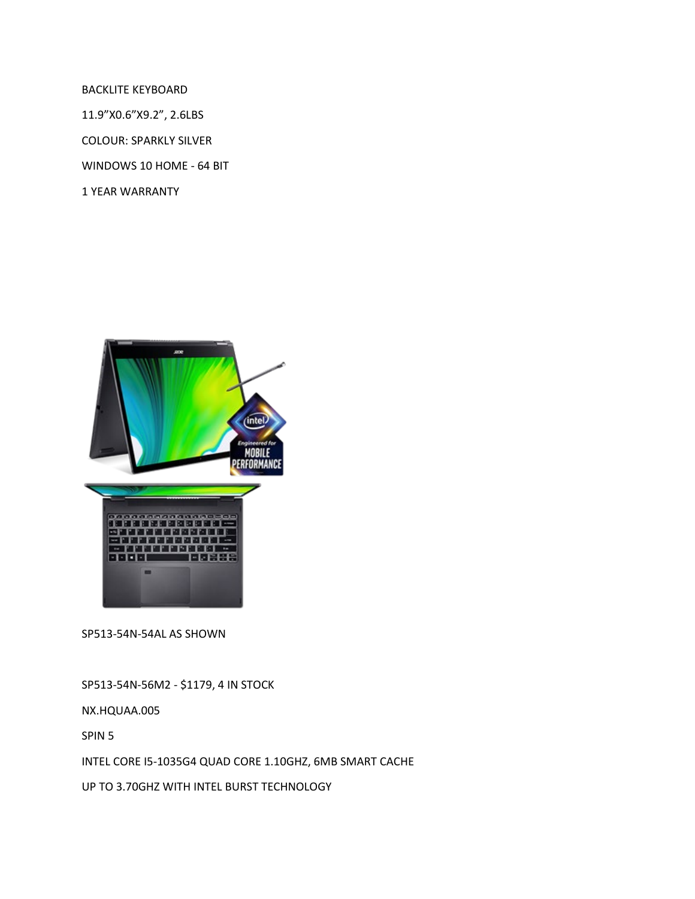BACKLITE KEYBOARD

11.9”X0.6”X9.2”, 2.6LBS

COLOUR: SPARKLY SILVER

WINDOWS 10 HOME - 64 BIT

1 YEAR WARRANTY

SP513-54N-54AL AS SHOWN

SP513-54N-56M2 - $1179, 4 IN STOCK

NX.HQUAA.005

SPIN 5

INTEL CORE I5-1035G4 QUAD CORE 1.10GHZ, 6MB SMART CACHE

UP TO 3.70GHZ WITH INTEL BURST TECHNOLOGY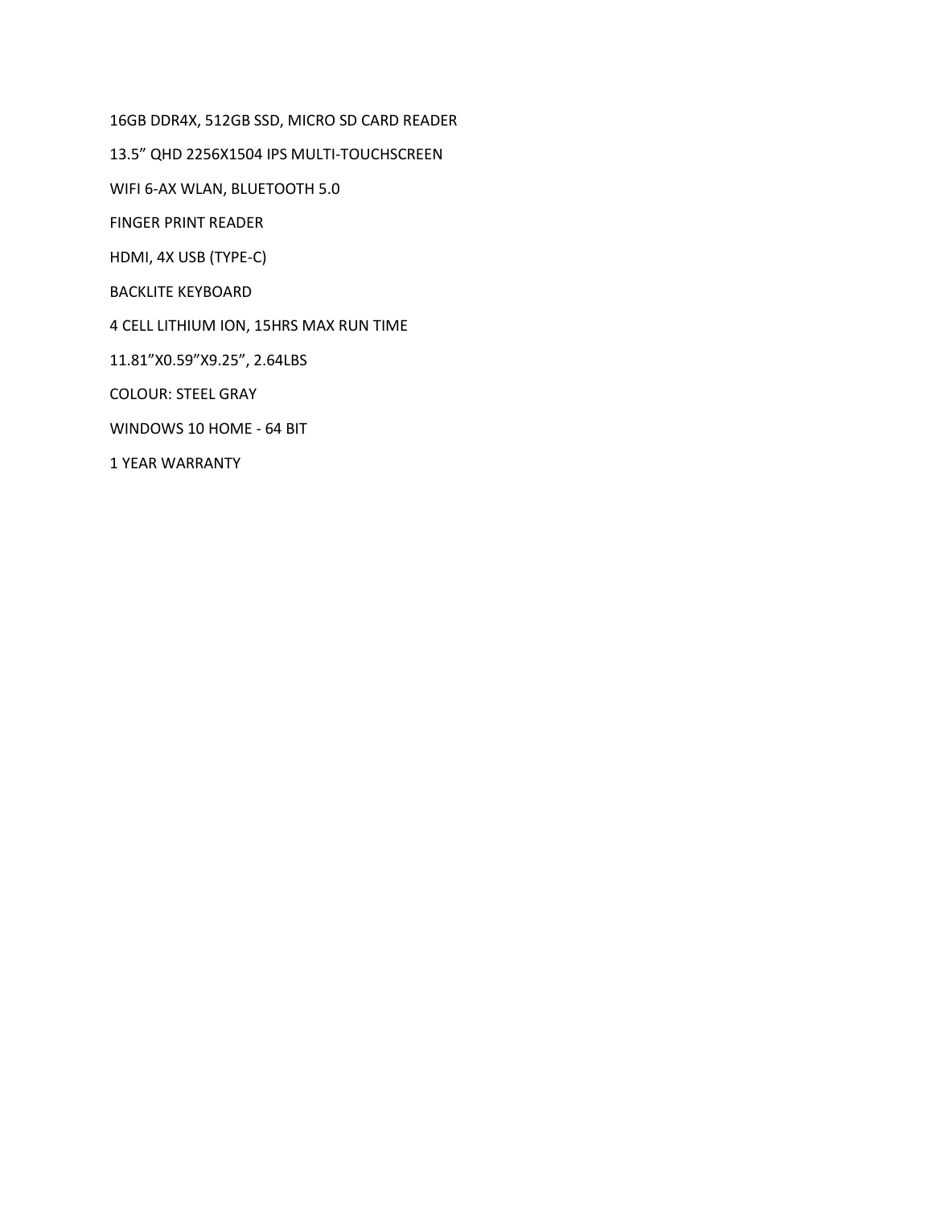16GB DDR4X, 512GB SSD, MICRO SD CARD READER

13.5” QHD 2256X1504 IPS MULTI-TOUCHSCREEN

WIFI 6-AX WLAN, BLUETOOTH 5.0

FINGER PRINT READER

HDMI, 4X USB (TYPE-C)

BACKLITE KEYBOARD

4 CELL LITHIUM ION, 15HRS MAX RUN TIME

11.81”X0.59”X9.25”, 2.64LBS

COLOUR: STEEL GRAY

WINDOWS 10 HOME - 64 BIT

1 YEAR WARRANTY